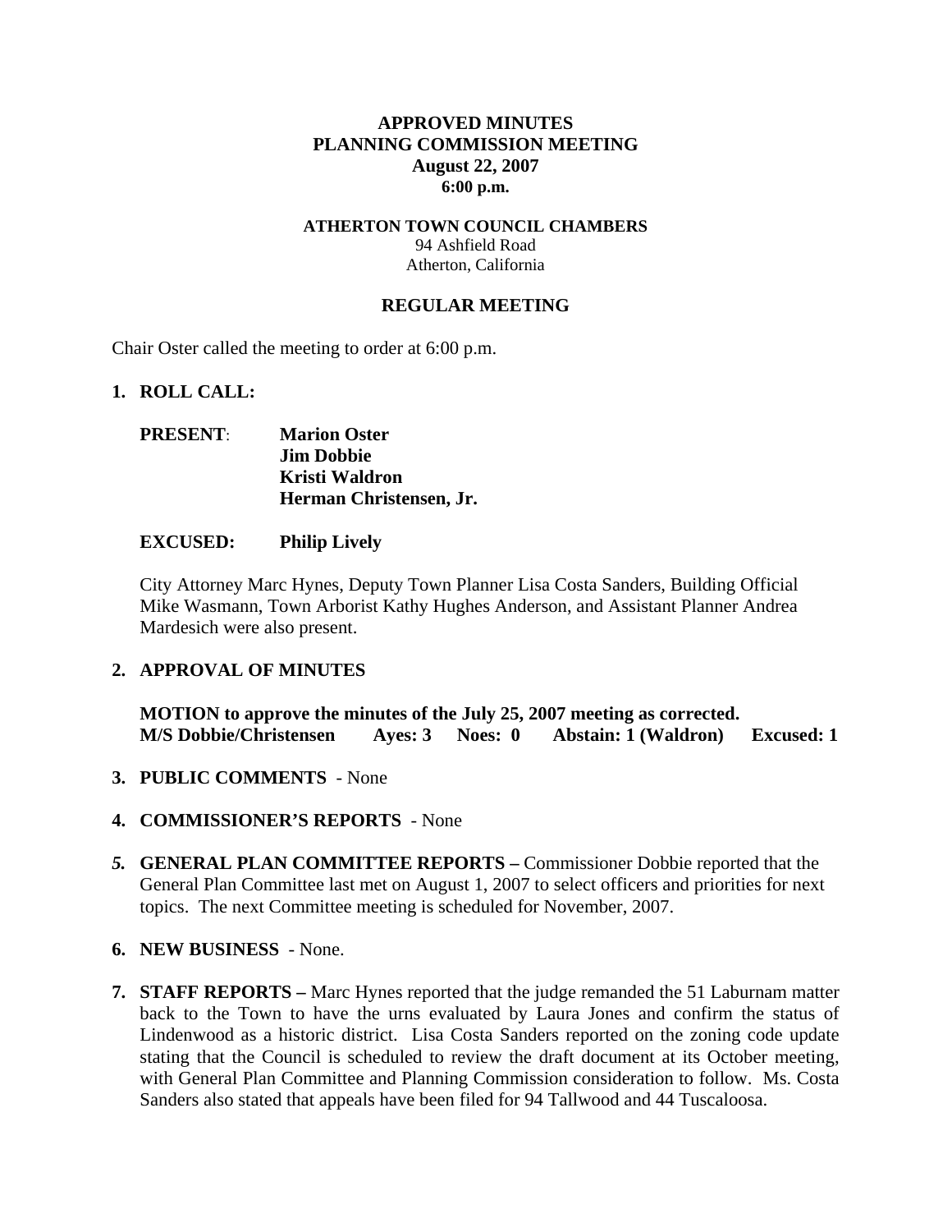**APPROVED MINUTES**
**PLANNING COMMISSION MEETING**
**August 22, 2007**
**6:00 p.m.**

**ATHERTON TOWN COUNCIL CHAMBERS**
94 Ashfield Road
Atherton, California

**REGULAR MEETING**

Chair Oster called the meeting to order at 6:00 p.m.

**1. ROLL CALL:**

**PRESENT**: **Marion Oster**
**Jim Dobbie**
**Kristi Waldron**
**Herman Christensen, Jr.**

**EXCUSED: Philip Lively**

City Attorney Marc Hynes, Deputy Town Planner Lisa Costa Sanders, Building Official Mike Wasmann, Town Arborist Kathy Hughes Anderson, and Assistant Planner Andrea Mardesich were also present.

**2. APPROVAL OF MINUTES**

**MOTION to approve the minutes of the July 25, 2007 meeting as corrected.**
**M/S Dobbie/Christensen Ayes: 3 Noes: 0 Abstain: 1 (Waldron) Excused: 1**

**3. PUBLIC COMMENTS** - None

**4. COMMISSIONER'S REPORTS** - None

***5.*** **GENERAL PLAN COMMITTEE REPORTS –** Commissioner Dobbie reported that the General Plan Committee last met on August 1, 2007 to select officers and priorities for next topics. The next Committee meeting is scheduled for November, 2007.

**6. NEW BUSINESS** - None.

**7. STAFF REPORTS –** Marc Hynes reported that the judge remanded the 51 Laburnam matter back to the Town to have the urns evaluated by Laura Jones and confirm the status of Lindenwood as a historic district. Lisa Costa Sanders reported on the zoning code update stating that the Council is scheduled to review the draft document at its October meeting, with General Plan Committee and Planning Commission consideration to follow. Ms. Costa Sanders also stated that appeals have been filed for 94 Tallwood and 44 Tuscaloosa.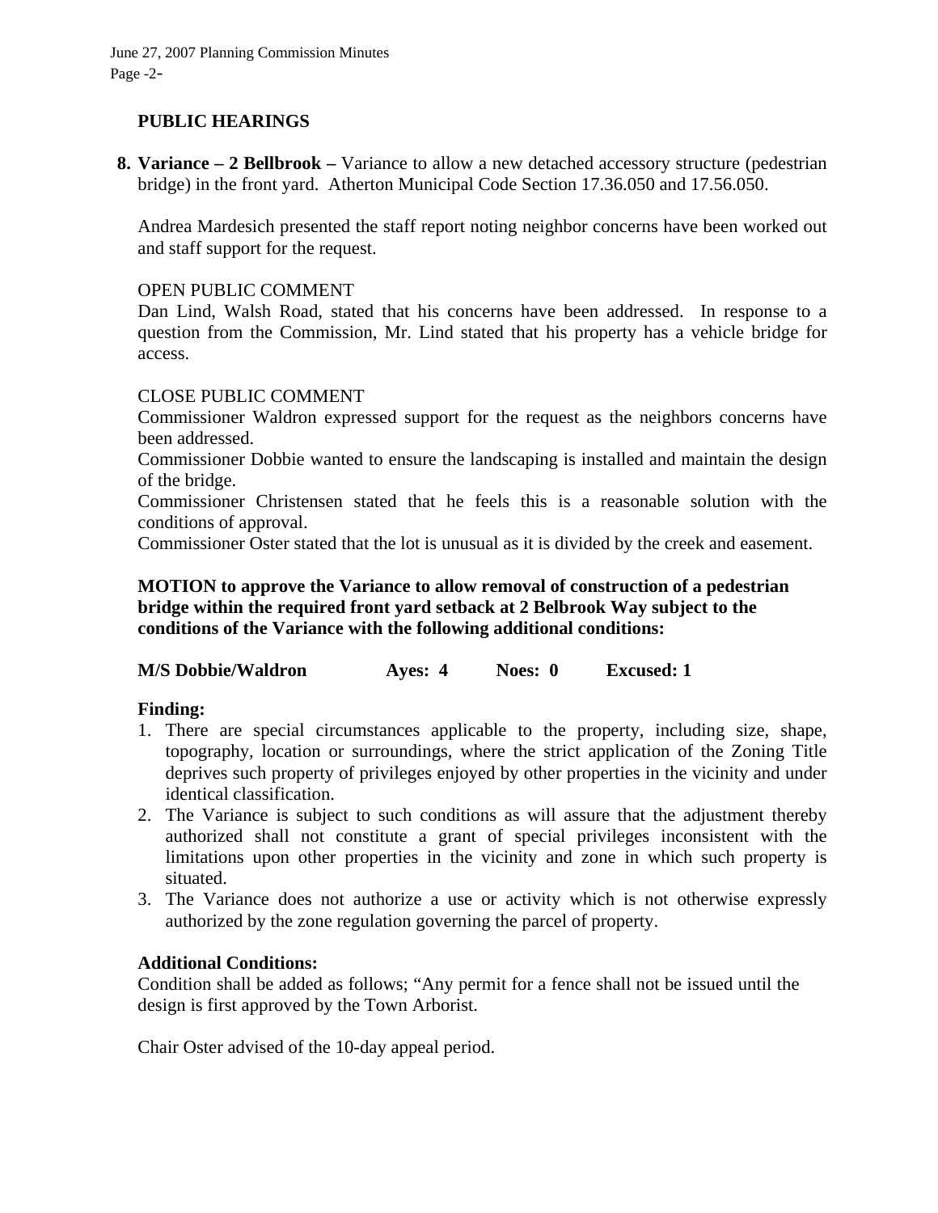## PUBLIC HEARINGS

**8. Variance – 2 Bellbrook –** Variance to allow a new detached accessory structure (pedestrian bridge) in the front yard. Atherton Municipal Code Section 17.36.050 and 17.56.050.

Andrea Mardesich presented the staff report noting neighbor concerns have been worked out and staff support for the request.

OPEN PUBLIC COMMENT
Dan Lind, Walsh Road, stated that his concerns have been addressed. In response to a question from the Commission, Mr. Lind stated that his property has a vehicle bridge for access.

CLOSE PUBLIC COMMENT
Commissioner Waldron expressed support for the request as the neighbors concerns have been addressed.
Commissioner Dobbie wanted to ensure the landscaping is installed and maintain the design of the bridge.
Commissioner Christensen stated that he feels this is a reasonable solution with the conditions of approval.
Commissioner Oster stated that the lot is unusual as it is divided by the creek and easement.

**MOTION to approve the Variance to allow removal of construction of a pedestrian bridge within the required front yard setback at 2 Belbrook Way subject to the conditions of the Variance with the following additional conditions:**

**M/S Dobbie/Waldron Ayes: 4 Noes: 0 Excused: 1**

**Finding:**

1. There are special circumstances applicable to the property, including size, shape, topography, location or surroundings, where the strict application of the Zoning Title deprives such property of privileges enjoyed by other properties in the vicinity and under identical classification.
2. The Variance is subject to such conditions as will assure that the adjustment thereby authorized shall not constitute a grant of special privileges inconsistent with the limitations upon other properties in the vicinity and zone in which such property is situated.
3. The Variance does not authorize a use or activity which is not otherwise expressly authorized by the zone regulation governing the parcel of property.

**Additional Conditions:**
Condition shall be added as follows; "Any permit for a fence shall not be issued until the design is first approved by the Town Arborist.

Chair Oster advised of the 10-day appeal period.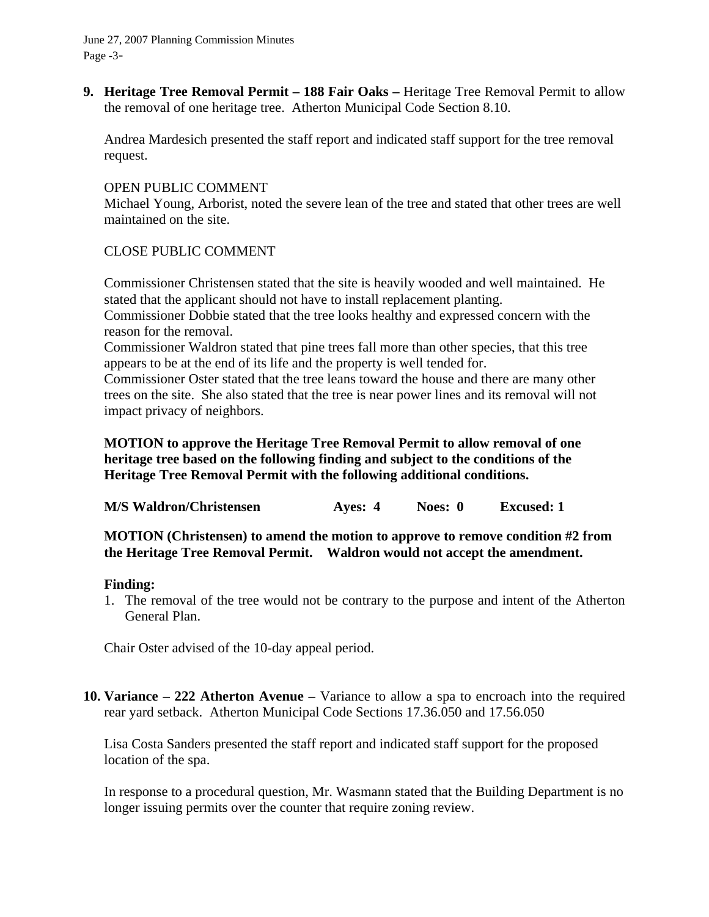**9. Heritage Tree Removal Permit – 188 Fair Oaks –** Heritage Tree Removal Permit to allow the removal of one heritage tree. Atherton Municipal Code Section 8.10.

Andrea Mardesich presented the staff report and indicated staff support for the tree removal request.

OPEN PUBLIC COMMENT
Michael Young, Arborist, noted the severe lean of the tree and stated that other trees are well maintained on the site.

CLOSE PUBLIC COMMENT

Commissioner Christensen stated that the site is heavily wooded and well maintained. He stated that the applicant should not have to install replacement planting.
Commissioner Dobbie stated that the tree looks healthy and expressed concern with the reason for the removal.
Commissioner Waldron stated that pine trees fall more than other species, that this tree appears to be at the end of its life and the property is well tended for.
Commissioner Oster stated that the tree leans toward the house and there are many other trees on the site. She also stated that the tree is near power lines and its removal will not impact privacy of neighbors.

**MOTION to approve the Heritage Tree Removal Permit to allow removal of one heritage tree based on the following finding and subject to the conditions of the Heritage Tree Removal Permit with the following additional conditions.**

**M/S Waldron/Christensen Ayes: 4 Noes: 0 Excused: 1**

**MOTION (Christensen) to amend the motion to approve to remove condition #2 from the Heritage Tree Removal Permit. Waldron would not accept the amendment.**

**Finding:**

1. The removal of the tree would not be contrary to the purpose and intent of the Atherton General Plan.

Chair Oster advised of the 10-day appeal period.

**10. Variance – 222 Atherton Avenue –** Variance to allow a spa to encroach into the required rear yard setback. Atherton Municipal Code Sections 17.36.050 and 17.56.050

Lisa Costa Sanders presented the staff report and indicated staff support for the proposed location of the spa.

In response to a procedural question, Mr. Wasmann stated that the Building Department is no longer issuing permits over the counter that require zoning review.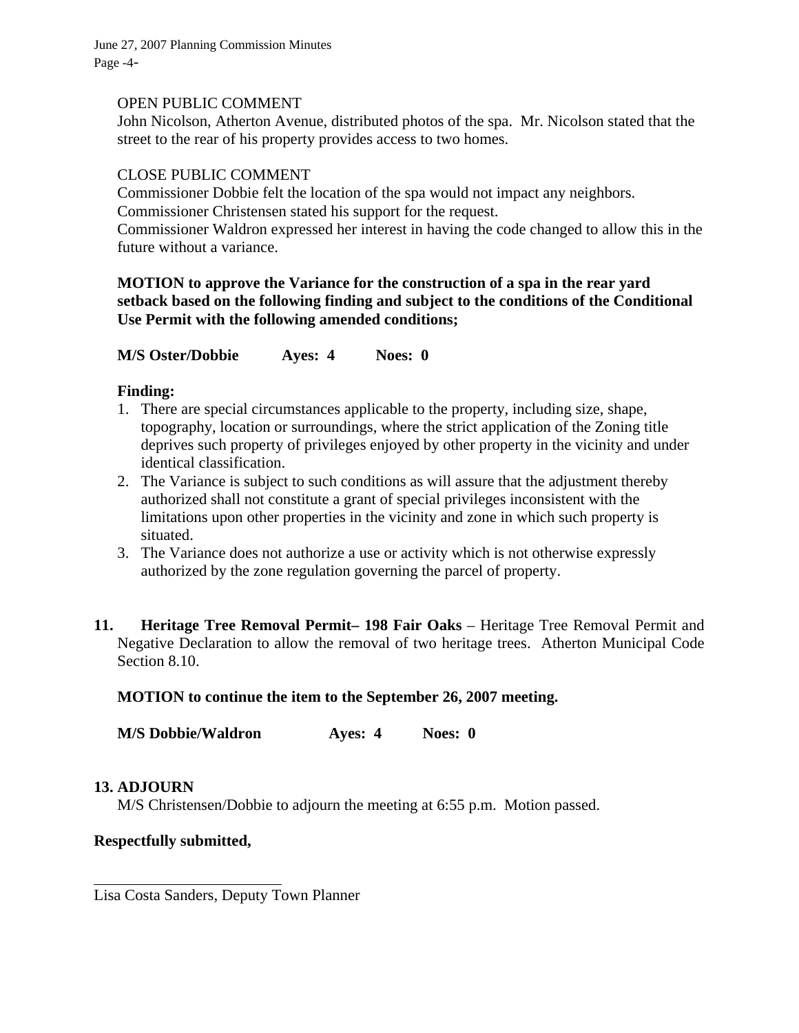OPEN PUBLIC COMMENT
John Nicolson, Atherton Avenue, distributed photos of the spa. Mr. Nicolson stated that the street to the rear of his property provides access to two homes.

CLOSE PUBLIC COMMENT
Commissioner Dobbie felt the location of the spa would not impact any neighbors.
Commissioner Christensen stated his support for the request.
Commissioner Waldron expressed her interest in having the code changed to allow this in the future without a variance.

**MOTION to approve the Variance for the construction of a spa in the rear yard setback based on the following finding and subject to the conditions of the Conditional Use Permit with the following amended conditions;**

**M/S Oster/Dobbie Ayes: 4 Noes: 0**

**Finding:**

1. There are special circumstances applicable to the property, including size, shape, topography, location or surroundings, where the strict application of the Zoning title deprives such property of privileges enjoyed by other property in the vicinity and under identical classification.
2. The Variance is subject to such conditions as will assure that the adjustment thereby authorized shall not constitute a grant of special privileges inconsistent with the limitations upon other properties in the vicinity and zone in which such property is situated.
3. The Variance does not authorize a use or activity which is not otherwise expressly authorized by the zone regulation governing the parcel of property.

**11. Heritage Tree Removal Permit– 198 Fair Oaks** – Heritage Tree Removal Permit and Negative Declaration to allow the removal of two heritage trees. Atherton Municipal Code Section 8.10.

**MOTION to continue the item to the September 26, 2007 meeting.**

**M/S Dobbie/Waldron Ayes: 4 Noes: 0**

**13. ADJOURN**

M/S Christensen/Dobbie to adjourn the meeting at 6:55 p.m. Motion passed.

**Respectfully submitted,**

_________________________
Lisa Costa Sanders, Deputy Town Planner